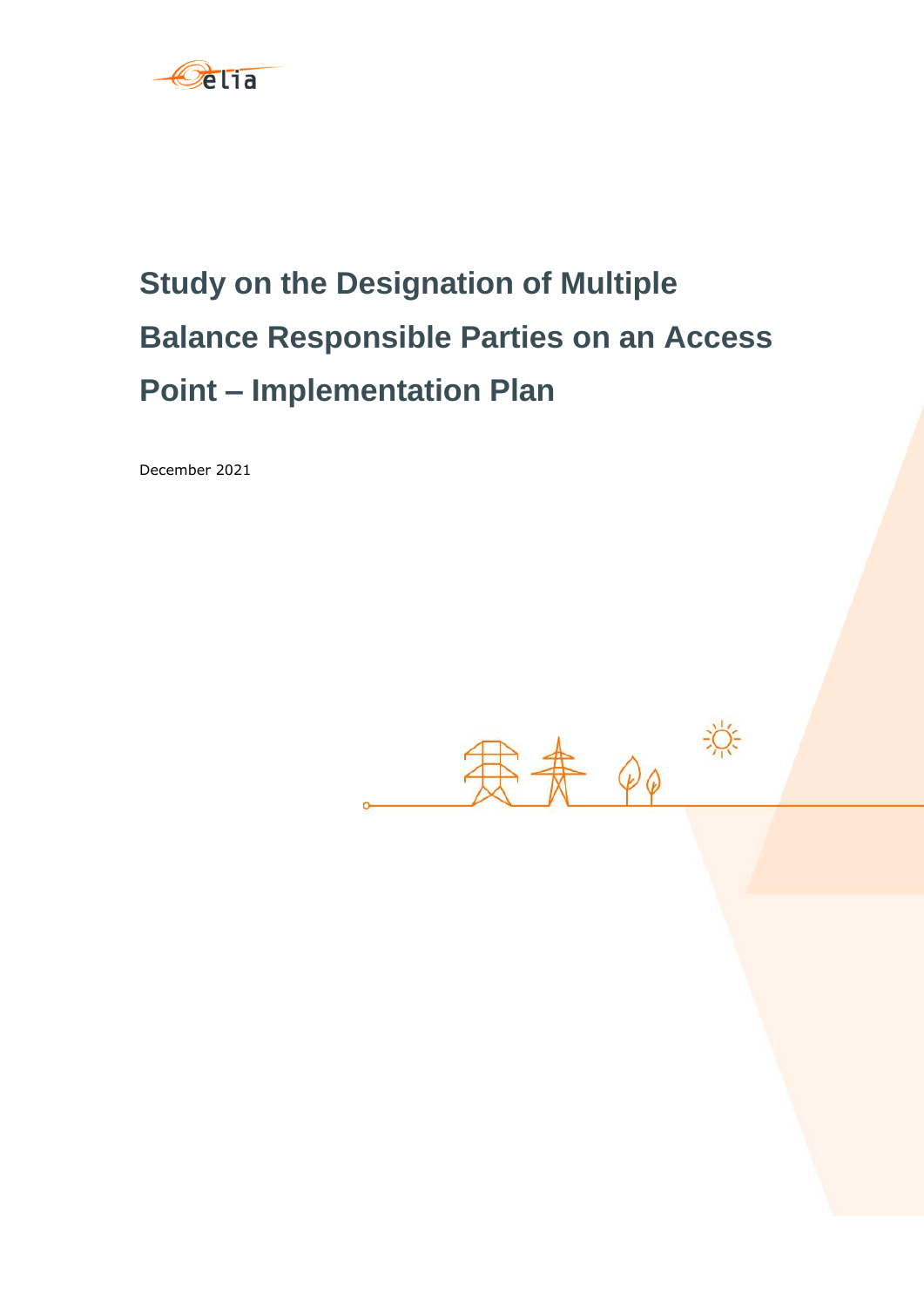# Study on the Designation of Multiple Balance Responsible Parties on an Access Point – Implementation Plan

December 2021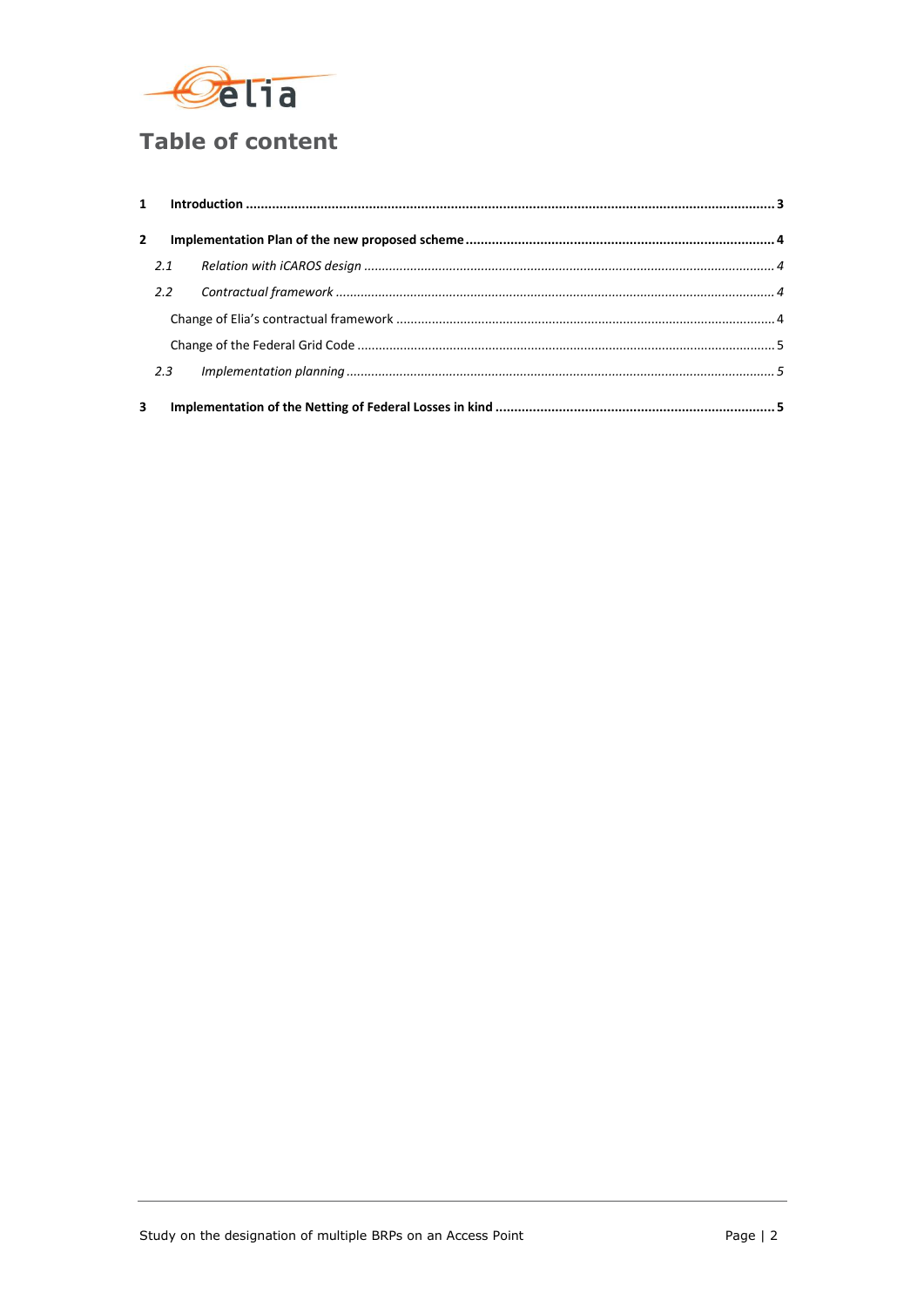# Table of content

1 **Introduction** ..................................................................................................................... 3

2 **Implementation Plan of the new proposed scheme** ............................................................ 4

  2.1 *Relation with iCAROS design* ........................................................................................ 4

  2.2 *Contractual framework* ................................................................................................. 4

    Change of Elia's contractual framework ............................................................................. 4

    Change of the Federal Grid Code ...................................................................................... 5

  2.3 *Implementation planning* ............................................................................................. 5

3 **Implementation of the Netting of Federal Losses in kind** ..................................................... 5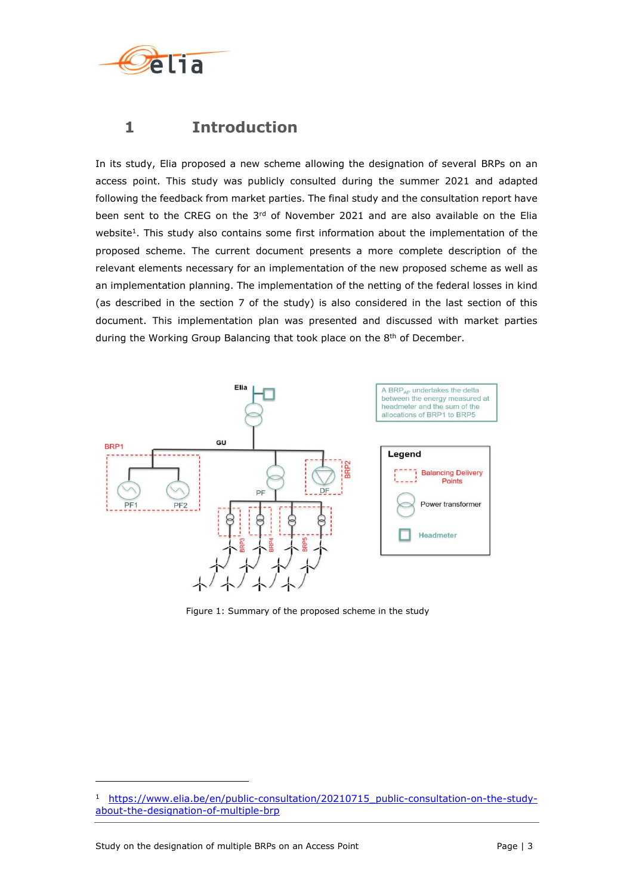# 1 Introduction

In its study, Elia proposed a new scheme allowing the designation of several BRPs on an access point. This study was publicly consulted during the summer 2021 and adapted following the feedback from market parties. The final study and the consultation report have been sent to the CREG on the 3rd of November 2021 and are also available on the Elia website[1]. This study also contains some first information about the implementation of the proposed scheme. The current document presents a more complete description of the relevant elements necessary for an implementation of the new proposed scheme as well as an implementation planning. The implementation of the netting of the federal losses in kind (as described in the section 7 of the study) is also considered in the last section of this document. This implementation plan was presented and discussed with market parties during the Working Group Balancing that took place on the 8th of December.

Figure 1: Summary of the proposed scheme in the study

[1] https://www.elia.be/en/public-consultation/20210715_public-consultation-on-the-study-about-the-designation-of-multiple-brp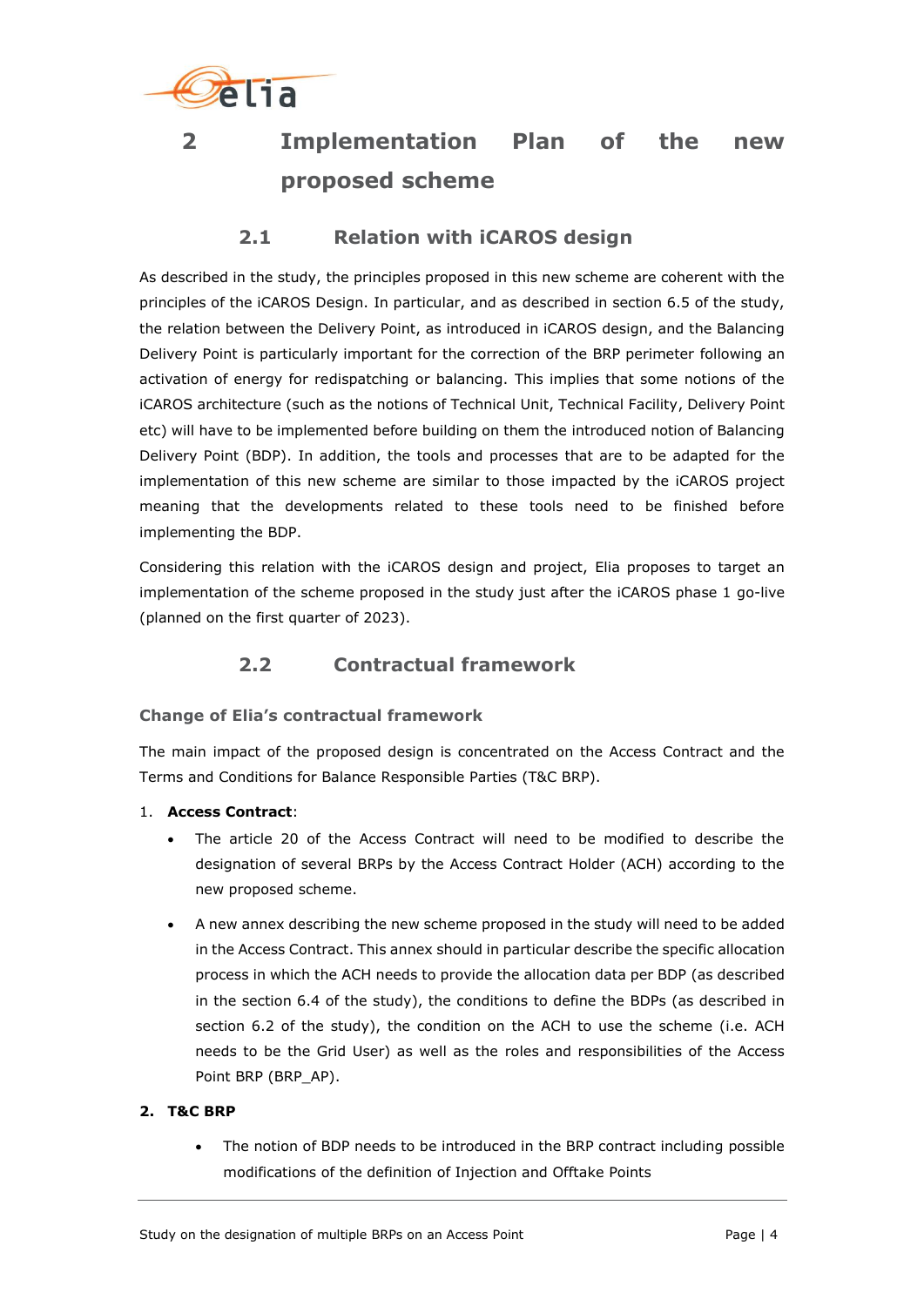# 2 Implementation Plan of the new proposed scheme

## 2.1 Relation with iCAROS design

As described in the study, the principles proposed in this new scheme are coherent with the principles of the iCAROS Design. In particular, and as described in section 6.5 of the study, the relation between the Delivery Point, as introduced in iCAROS design, and the Balancing Delivery Point is particularly important for the correction of the BRP perimeter following an activation of energy for redispatching or balancing. This implies that some notions of the iCAROS architecture (such as the notions of Technical Unit, Technical Facility, Delivery Point etc) will have to be implemented before building on them the introduced notion of Balancing Delivery Point (BDP). In addition, the tools and processes that are to be adapted for the implementation of this new scheme are similar to those impacted by the iCAROS project meaning that the developments related to these tools need to be finished before implementing the BDP.

Considering this relation with the iCAROS design and project, Elia proposes to target an implementation of the scheme proposed in the study just after the iCAROS phase 1 go-live (planned on the first quarter of 2023).

## 2.2 Contractual framework

### Change of Elia's contractual framework

The main impact of the proposed design is concentrated on the Access Contract and the Terms and Conditions for Balance Responsible Parties (T&C BRP).

1. **Access Contract**:
   - The article 20 of the Access Contract will need to be modified to describe the designation of several BRPs by the Access Contract Holder (ACH) according to the new proposed scheme.
   - A new annex describing the new scheme proposed in the study will need to be added in the Access Contract. This annex should in particular describe the specific allocation process in which the ACH needs to provide the allocation data per BDP (as described in the section 6.4 of the study), the conditions to define the BDPs (as described in section 6.2 of the study), the condition on the ACH to use the scheme (i.e. ACH needs to be the Grid User) as well as the roles and responsibilities of the Access Point BRP (BRP_AP).

2. **T&C BRP**
   - The notion of BDP needs to be introduced in the BRP contract including possible modifications of the definition of Injection and Offtake Points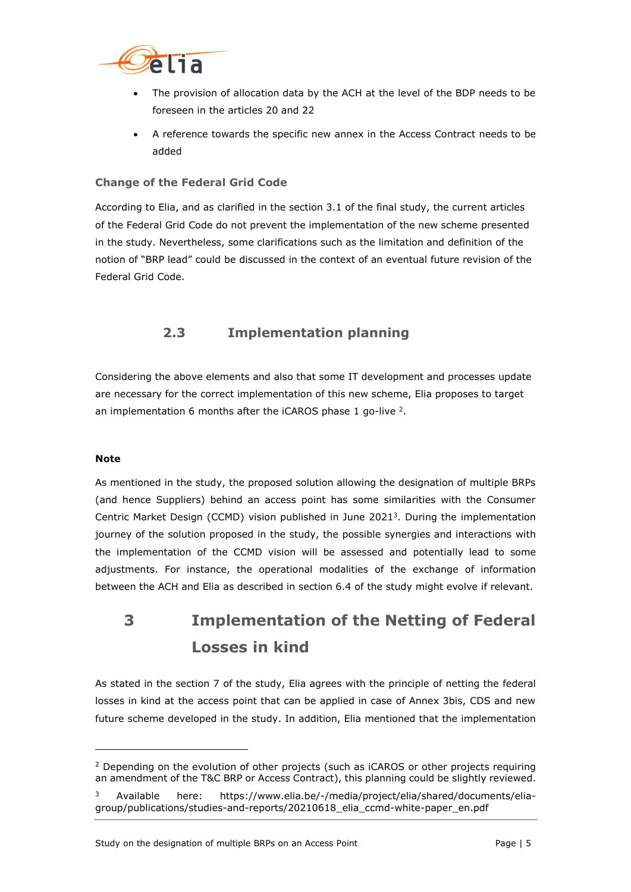- The provision of allocation data by the ACH at the level of the BDP needs to be foreseen in the articles 20 and 22
- A reference towards the specific new annex in the Access Contract needs to be added

#### Change of the Federal Grid Code

According to Elia, and as clarified in the section 3.1 of the final study, the current articles of the Federal Grid Code do not prevent the implementation of the new scheme presented in the study. Nevertheless, some clarifications such as the limitation and definition of the notion of "BRP lead" could be discussed in the context of an eventual future revision of the Federal Grid Code.

### 2.3 Implementation planning

Considering the above elements and also that some IT development and processes update are necessary for the correct implementation of this new scheme, Elia proposes to target an implementation 6 months after the iCAROS phase 1 go-live [2].

**Note**

As mentioned in the study, the proposed solution allowing the designation of multiple BRPs (and hence Suppliers) behind an access point has some similarities with the Consumer Centric Market Design (CCMD) vision published in June 2021[3]. During the implementation journey of the solution proposed in the study, the possible synergies and interactions with the implementation of the CCMD vision will be assessed and potentially lead to some adjustments. For instance, the operational modalities of the exchange of information between the ACH and Elia as described in section 6.4 of the study might evolve if relevant.

## 3 Implementation of the Netting of Federal Losses in kind

As stated in the section 7 of the study, Elia agrees with the principle of netting the federal losses in kind at the access point that can be applied in case of Annex 3bis, CDS and new future scheme developed in the study. In addition, Elia mentioned that the implementation

---

[2] Depending on the evolution of other projects (such as iCAROS or other projects requiring an amendment of the T&C BRP or Access Contract), this planning could be slightly reviewed.

[3] Available here: https://www.elia.be/-/media/project/elia/shared/documents/elia-group/publications/studies-and-reports/20210618_elia_ccmd-white-paper_en.pdf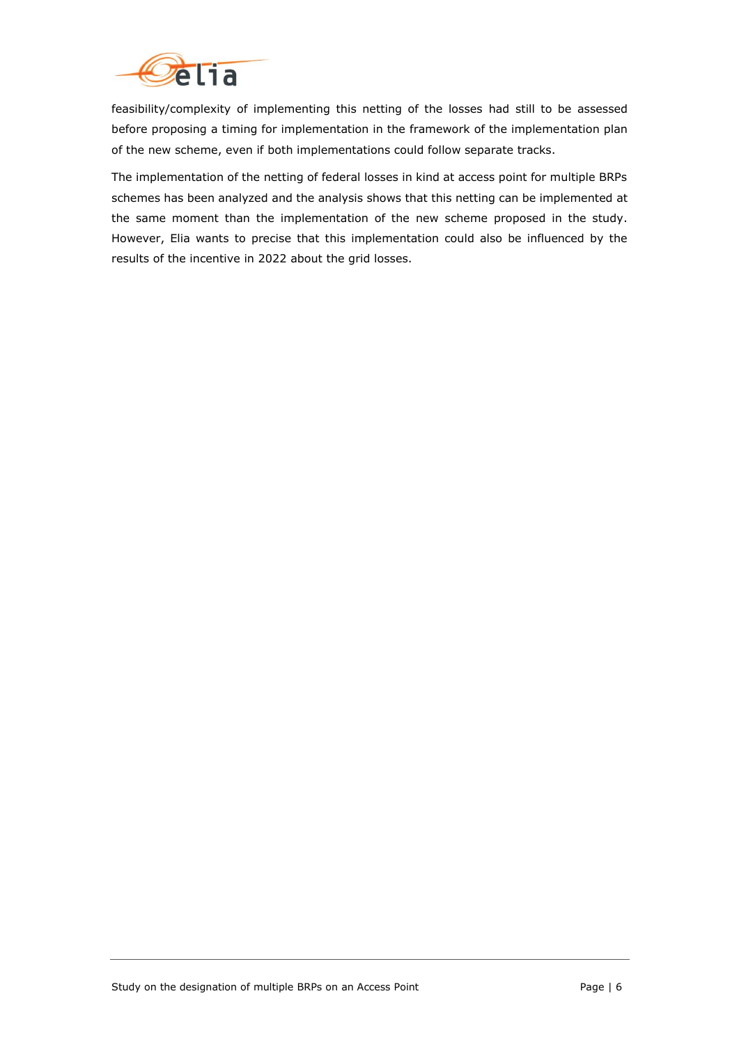feasibility/complexity of implementing this netting of the losses had still to be assessed before proposing a timing for implementation in the framework of the implementation plan of the new scheme, even if both implementations could follow separate tracks.

The implementation of the netting of federal losses in kind at access point for multiple BRPs schemes has been analyzed and the analysis shows that this netting can be implemented at the same moment than the implementation of the new scheme proposed in the study. However, Elia wants to precise that this implementation could also be influenced by the results of the incentive in 2022 about the grid losses.